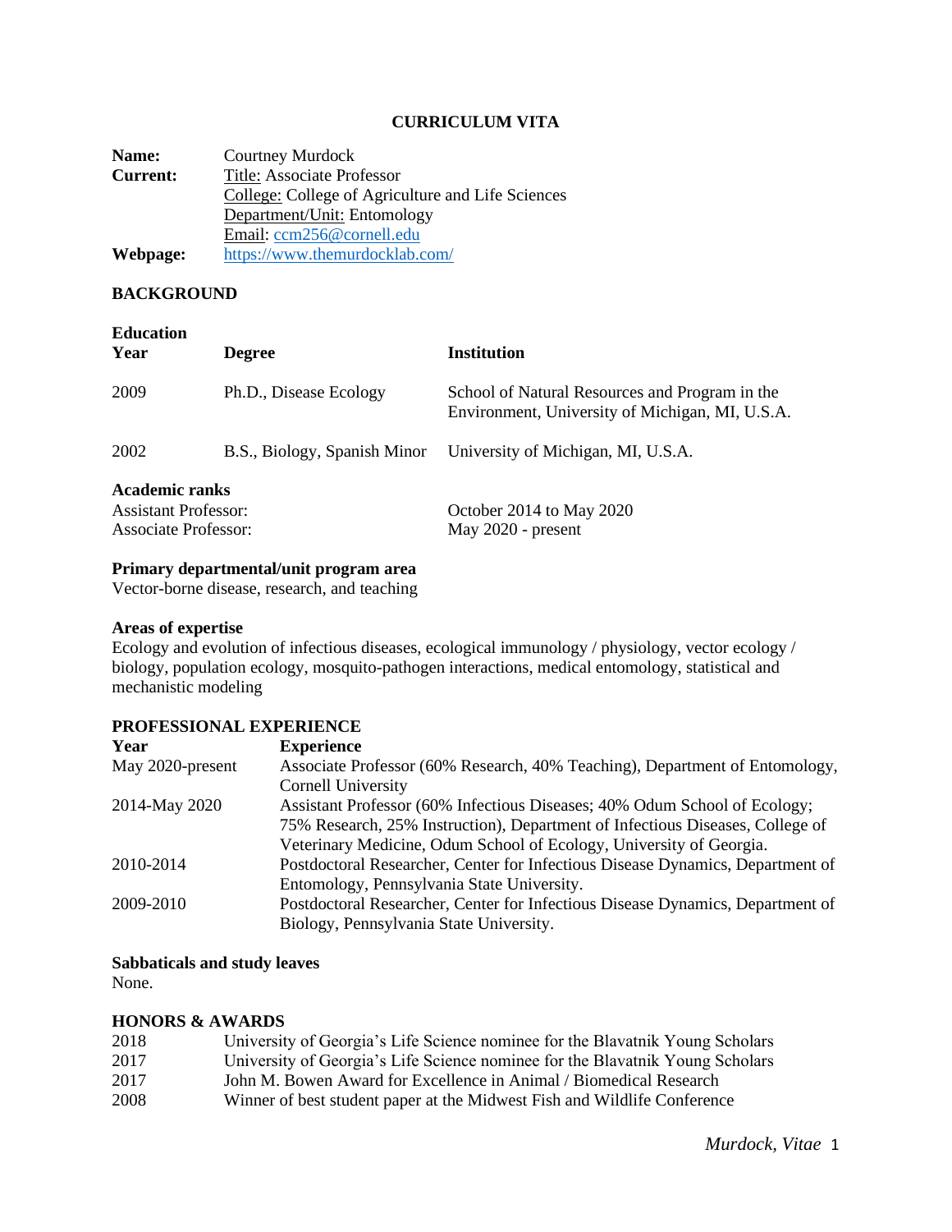# CURRICULUM VITA

| | |
|---|---|
| **Name:** | Courtney Murdock |
| **Current:** | Title: Associate Professor |
| | College: College of Agriculture and Life Sciences |
| | Department/Unit: Entomology |
| | Email: ccm256@cornell.edu |
| **Webpage:** | https://www.themurdocklab.com/ |

## BACKGROUND

### Education

| Year | Degree | Institution |
|---|---|---|
| 2009 | Ph.D., Disease Ecology | School of Natural Resources and Program in the Environment, University of Michigan, MI, U.S.A. |
| 2002 | B.S., Biology, Spanish Minor | University of Michigan, MI, U.S.A. |

### Academic ranks

| | |
|---|---|
| Assistant Professor: | October 2014 to May 2020 |
| Associate Professor: | May 2020 - present |

### Primary departmental/unit program area

Vector-borne disease, research, and teaching

### Areas of expertise

Ecology and evolution of infectious diseases, ecological immunology / physiology, vector ecology / biology, population ecology, mosquito-pathogen interactions, medical entomology, statistical and mechanistic modeling

## PROFESSIONAL EXPERIENCE

| Year | Experience |
|---|---|
| May 2020-present | Associate Professor (60% Research, 40% Teaching), Department of Entomology, Cornell University |
| 2014-May 2020 | Assistant Professor (60% Infectious Diseases; 40% Odum School of Ecology; 75% Research, 25% Instruction), Department of Infectious Diseases, College of Veterinary Medicine, Odum School of Ecology, University of Georgia. |
| 2010-2014 | Postdoctoral Researcher, Center for Infectious Disease Dynamics, Department of Entomology, Pennsylvania State University. |
| 2009-2010 | Postdoctoral Researcher, Center for Infectious Disease Dynamics, Department of Biology, Pennsylvania State University. |

### Sabbaticals and study leaves

None.

## HONORS & AWARDS

| | |
|---|---|
| 2018 | University of Georgia's Life Science nominee for the Blavatnik Young Scholars |
| 2017 | University of Georgia's Life Science nominee for the Blavatnik Young Scholars |
| 2017 | John M. Bowen Award for Excellence in Animal / Biomedical Research |
| 2008 | Winner of best student paper at the Midwest Fish and Wildlife Conference |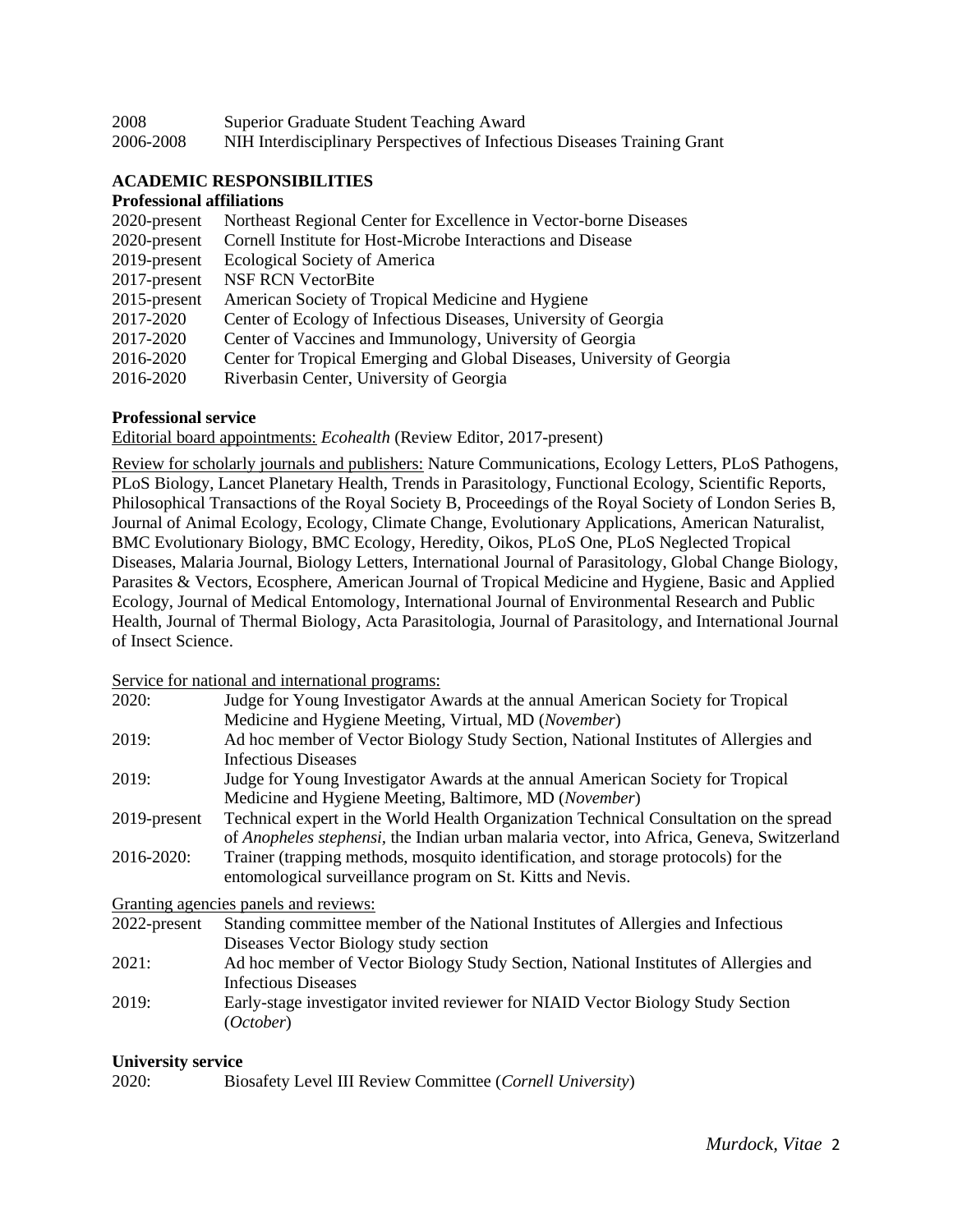| | |
|---|---|
| 2008 | Superior Graduate Student Teaching Award |
| 2006-2008 | NIH Interdisciplinary Perspectives of Infectious Diseases Training Grant |

## ACADEMIC RESPONSIBILITIES

### Professional affiliations

| | |
|---|---|
| 2020-present | Northeast Regional Center for Excellence in Vector-borne Diseases |
| 2020-present | Cornell Institute for Host-Microbe Interactions and Disease |
| 2019-present | Ecological Society of America |
| 2017-present | NSF RCN VectorBite |
| 2015-present | American Society of Tropical Medicine and Hygiene |
| 2017-2020 | Center of Ecology of Infectious Diseases, University of Georgia |
| 2017-2020 | Center of Vaccines and Immunology, University of Georgia |
| 2016-2020 | Center for Tropical Emerging and Global Diseases, University of Georgia |
| 2016-2020 | Riverbasin Center, University of Georgia |

### Professional service

Editorial board appointments: *Ecohealth* (Review Editor, 2017-present)

Review for scholarly journals and publishers: Nature Communications, Ecology Letters, PLoS Pathogens, PLoS Biology, Lancet Planetary Health, Trends in Parasitology, Functional Ecology, Scientific Reports, Philosophical Transactions of the Royal Society B, Proceedings of the Royal Society of London Series B, Journal of Animal Ecology, Ecology, Climate Change, Evolutionary Applications, American Naturalist, BMC Evolutionary Biology, BMC Ecology, Heredity, Oikos, PLoS One, PLoS Neglected Tropical Diseases, Malaria Journal, Biology Letters, International Journal of Parasitology, Global Change Biology, Parasites & Vectors, Ecosphere, American Journal of Tropical Medicine and Hygiene, Basic and Applied Ecology, Journal of Medical Entomology, International Journal of Environmental Research and Public Health, Journal of Thermal Biology, Acta Parasitologia, Journal of Parasitology, and International Journal of Insect Science.

Service for national and international programs:

| | |
|---|---|
| 2020: | Judge for Young Investigator Awards at the annual American Society for Tropical Medicine and Hygiene Meeting, Virtual, MD (*November*) |
| 2019: | Ad hoc member of Vector Biology Study Section, National Institutes of Allergies and Infectious Diseases |
| 2019: | Judge for Young Investigator Awards at the annual American Society for Tropical Medicine and Hygiene Meeting, Baltimore, MD (*November*) |
| 2019-present | Technical expert in the World Health Organization Technical Consultation on the spread of *Anopheles stephensi*, the Indian urban malaria vector, into Africa, Geneva, Switzerland |
| 2016-2020: | Trainer (trapping methods, mosquito identification, and storage protocols) for the entomological surveillance program on St. Kitts and Nevis. |

Granting agencies panels and reviews:

| | |
|---|---|
| 2022-present | Standing committee member of the National Institutes of Allergies and Infectious Diseases Vector Biology study section |
| 2021: | Ad hoc member of Vector Biology Study Section, National Institutes of Allergies and Infectious Diseases |
| 2019: | Early-stage investigator invited reviewer for NIAID Vector Biology Study Section (*October*) |

### University service

| | |
|---|---|
| 2020: | Biosafety Level III Review Committee (*Cornell University*) |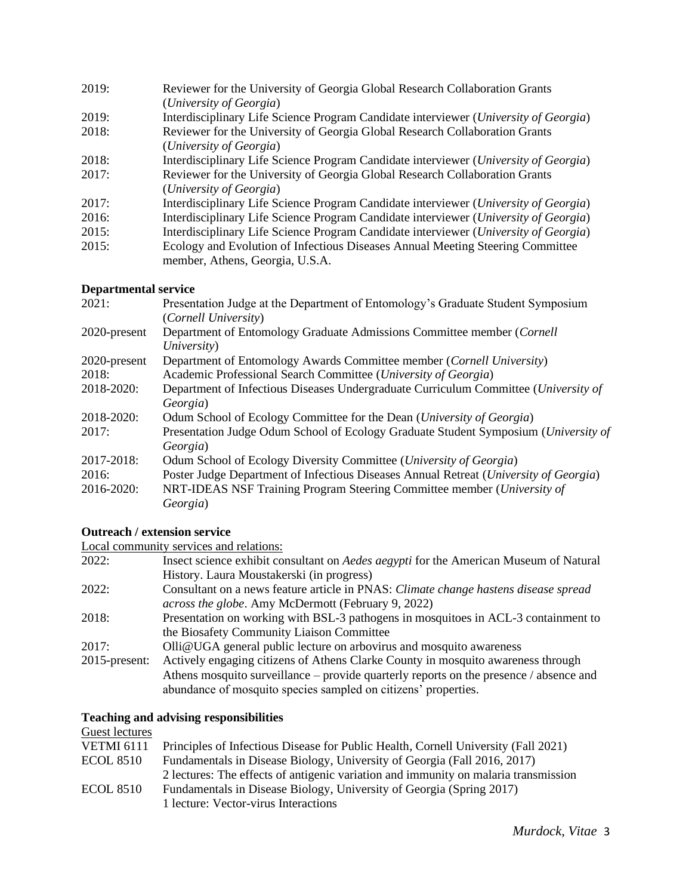2019: Reviewer for the University of Georgia Global Research Collaboration Grants (*University of Georgia*)

2019: Interdisciplinary Life Science Program Candidate interviewer (*University of Georgia*)

2018: Reviewer for the University of Georgia Global Research Collaboration Grants (*University of Georgia*)

2018: Interdisciplinary Life Science Program Candidate interviewer (*University of Georgia*)

2017: Reviewer for the University of Georgia Global Research Collaboration Grants (*University of Georgia*)

2017: Interdisciplinary Life Science Program Candidate interviewer (*University of Georgia*)

2016: Interdisciplinary Life Science Program Candidate interviewer (*University of Georgia*)

2015: Interdisciplinary Life Science Program Candidate interviewer (*University of Georgia*)

2015: Ecology and Evolution of Infectious Diseases Annual Meeting Steering Committee member, Athens, Georgia, U.S.A.

**Departmental service**

2021: Presentation Judge at the Department of Entomology's Graduate Student Symposium (*Cornell University*)

2020-present Department of Entomology Graduate Admissions Committee member (*Cornell University*)

2020-present Department of Entomology Awards Committee member (*Cornell University*)

2018: Academic Professional Search Committee (*University of Georgia*)

2018-2020: Department of Infectious Diseases Undergraduate Curriculum Committee (*University of Georgia*)

2018-2020: Odum School of Ecology Committee for the Dean (*University of Georgia*)

2017: Presentation Judge Odum School of Ecology Graduate Student Symposium (*University of Georgia*)

2017-2018: Odum School of Ecology Diversity Committee (*University of Georgia*)

2016: Poster Judge Department of Infectious Diseases Annual Retreat (*University of Georgia*)

2016-2020: NRT-IDEAS NSF Training Program Steering Committee member (*University of Georgia*)

**Outreach / extension service**

Local community services and relations:

2022: Insect science exhibit consultant on *Aedes aegypti* for the American Museum of Natural History. Laura Moustakerski (in progress)

2022: Consultant on a news feature article in PNAS: *Climate change hastens disease spread across the globe*. Amy McDermott (February 9, 2022)

2018: Presentation on working with BSL-3 pathogens in mosquitoes in ACL-3 containment to the Biosafety Community Liaison Committee

2017: Olli@UGA general public lecture on arbovirus and mosquito awareness

2015-present: Actively engaging citizens of Athens Clarke County in mosquito awareness through Athens mosquito surveillance – provide quarterly reports on the presence / absence and abundance of mosquito species sampled on citizens' properties.

**Teaching and advising responsibilities**

Guest lectures

VETMI 6111 Principles of Infectious Disease for Public Health, Cornell University (Fall 2021)

ECOL 8510 Fundamentals in Disease Biology, University of Georgia (Fall 2016, 2017)
2 lectures: The effects of antigenic variation and immunity on malaria transmission

ECOL 8510 Fundamentals in Disease Biology, University of Georgia (Spring 2017)
1 lecture: Vector-virus Interactions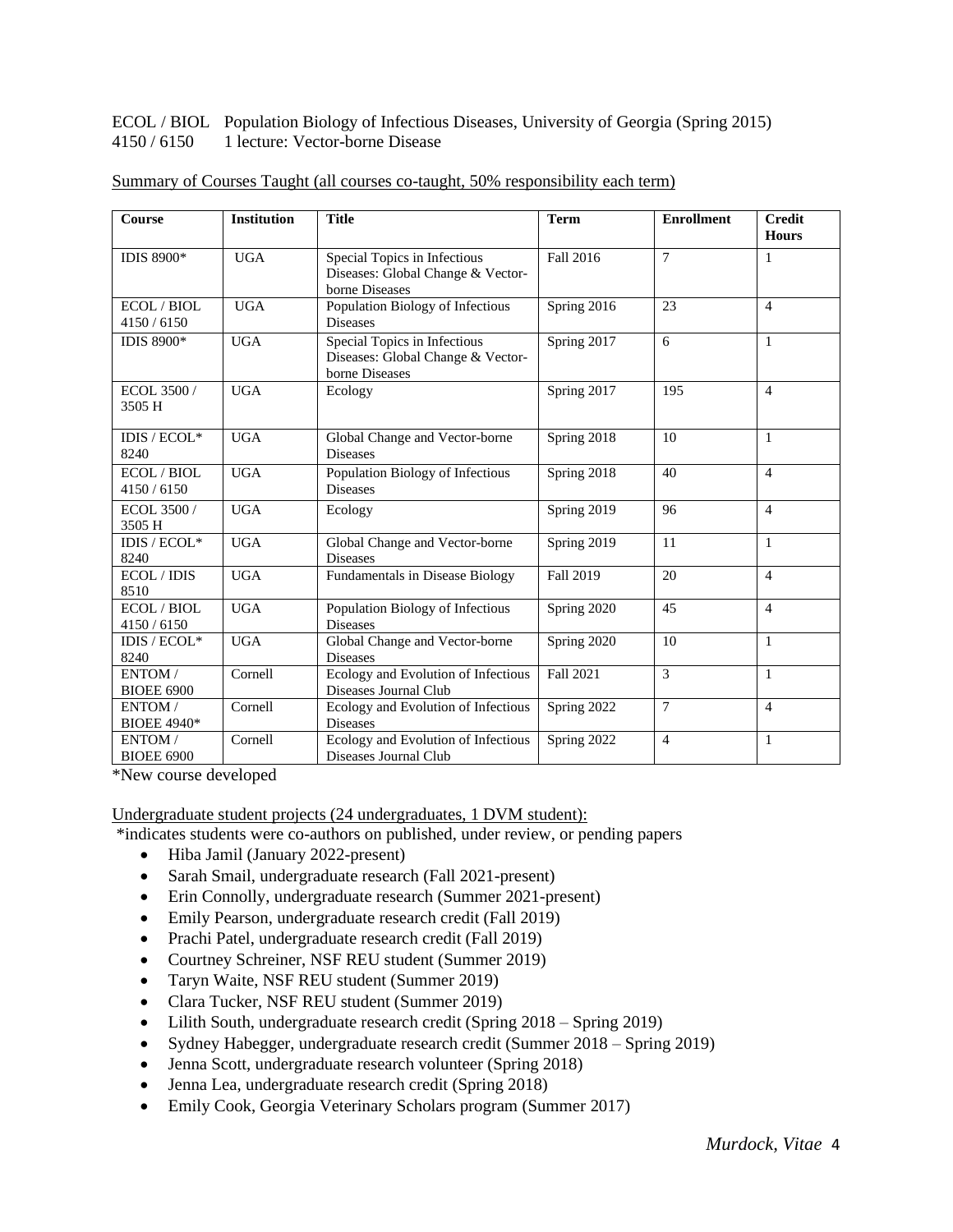ECOL / BIOL 4150 / 6150 Population Biology of Infectious Diseases, University of Georgia (Spring 2015)
1 lecture: Vector-borne Disease

Summary of Courses Taught (all courses co-taught, 50% responsibility each term)

| Course | Institution | Title | Term | Enrollment | Credit Hours |
|---|---|---|---|---|---|
| IDIS 8900* | UGA | Special Topics in Infectious Diseases: Global Change & Vector-borne Diseases | Fall 2016 | 7 | 1 |
| ECOL / BIOL 4150 / 6150 | UGA | Population Biology of Infectious Diseases | Spring 2016 | 23 | 4 |
| IDIS 8900* | UGA | Special Topics in Infectious Diseases: Global Change & Vector-borne Diseases | Spring 2017 | 6 | 1 |
| ECOL 3500 / 3505 H | UGA | Ecology | Spring 2017 | 195 | 4 |
| IDIS / ECOL* 8240 | UGA | Global Change and Vector-borne Diseases | Spring 2018 | 10 | 1 |
| ECOL / BIOL 4150 / 6150 | UGA | Population Biology of Infectious Diseases | Spring 2018 | 40 | 4 |
| ECOL 3500 / 3505 H | UGA | Ecology | Spring 2019 | 96 | 4 |
| IDIS / ECOL* 8240 | UGA | Global Change and Vector-borne Diseases | Spring 2019 | 11 | 1 |
| ECOL / IDIS 8510 | UGA | Fundamentals in Disease Biology | Fall 2019 | 20 | 4 |
| ECOL / BIOL 4150 / 6150 | UGA | Population Biology of Infectious Diseases | Spring 2020 | 45 | 4 |
| IDIS / ECOL* 8240 | UGA | Global Change and Vector-borne Diseases | Spring 2020 | 10 | 1 |
| ENTOM / BIOEE 6900 | Cornell | Ecology and Evolution of Infectious Diseases Journal Club | Fall 2021 | 3 | 1 |
| ENTOM / BIOEE 4940* | Cornell | Ecology and Evolution of Infectious Diseases | Spring 2022 | 7 | 4 |
| ENTOM / BIOEE 6900 | Cornell | Ecology and Evolution of Infectious Diseases Journal Club | Spring 2022 | 4 | 1 |

*New course developed

Undergraduate student projects (24 undergraduates, 1 DVM student):

*indicates students were co-authors on published, under review, or pending papers

- Hiba Jamil (January 2022-present)
- Sarah Smail, undergraduate research (Fall 2021-present)
- Erin Connolly, undergraduate research (Summer 2021-present)
- Emily Pearson, undergraduate research credit (Fall 2019)
- Prachi Patel, undergraduate research credit (Fall 2019)
- Courtney Schreiner, NSF REU student (Summer 2019)
- Taryn Waite, NSF REU student (Summer 2019)
- Clara Tucker, NSF REU student (Summer 2019)
- Lilith South, undergraduate research credit (Spring 2018 – Spring 2019)
- Sydney Habegger, undergraduate research credit (Summer 2018 – Spring 2019)
- Jenna Scott, undergraduate research volunteer (Spring 2018)
- Jenna Lea, undergraduate research credit (Spring 2018)
- Emily Cook, Georgia Veterinary Scholars program (Summer 2017)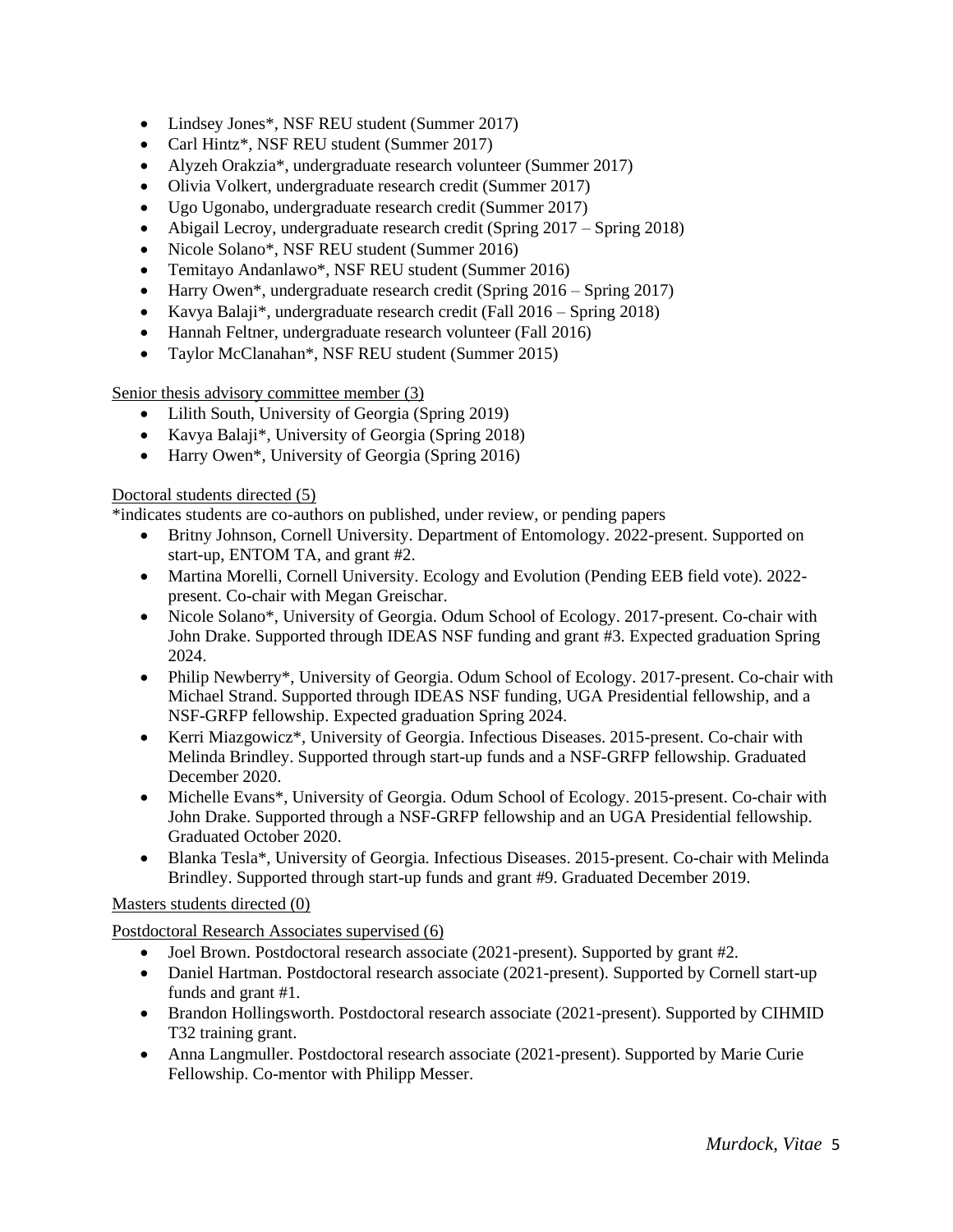- Lindsey Jones*, NSF REU student (Summer 2017)
- Carl Hintz*, NSF REU student (Summer 2017)
- Alyzeh Orakzia*, undergraduate research volunteer (Summer 2017)
- Olivia Volkert, undergraduate research credit (Summer 2017)
- Ugo Ugonabo, undergraduate research credit (Summer 2017)
- Abigail Lecroy, undergraduate research credit (Spring 2017 – Spring 2018)
- Nicole Solano*, NSF REU student (Summer 2016)
- Temitayo Andanlawo*, NSF REU student (Summer 2016)
- Harry Owen*, undergraduate research credit (Spring 2016 – Spring 2017)
- Kavya Balaji*, undergraduate research credit (Fall 2016 – Spring 2018)
- Hannah Feltner, undergraduate research volunteer (Fall 2016)
- Taylor McClanahan*, NSF REU student (Summer 2015)

Senior thesis advisory committee member (3)

- Lilith South, University of Georgia (Spring 2019)
- Kavya Balaji*, University of Georgia (Spring 2018)
- Harry Owen*, University of Georgia (Spring 2016)

Doctoral students directed (5)

*indicates students are co-authors on published, under review, or pending papers

- Britny Johnson, Cornell University. Department of Entomology. 2022-present. Supported on start-up, ENTOM TA, and grant #2.
- Martina Morelli, Cornell University. Ecology and Evolution (Pending EEB field vote). 2022-present. Co-chair with Megan Greischar.
- Nicole Solano*, University of Georgia. Odum School of Ecology. 2017-present. Co-chair with John Drake. Supported through IDEAS NSF funding and grant #3. Expected graduation Spring 2024.
- Philip Newberry*, University of Georgia. Odum School of Ecology. 2017-present. Co-chair with Michael Strand. Supported through IDEAS NSF funding, UGA Presidential fellowship, and a NSF-GRFP fellowship. Expected graduation Spring 2024.
- Kerri Miazgowicz*, University of Georgia. Infectious Diseases. 2015-present. Co-chair with Melinda Brindley. Supported through start-up funds and a NSF-GRFP fellowship. Graduated December 2020.
- Michelle Evans*, University of Georgia. Odum School of Ecology. 2015-present. Co-chair with John Drake. Supported through a NSF-GRFP fellowship and an UGA Presidential fellowship. Graduated October 2020.
- Blanka Tesla*, University of Georgia. Infectious Diseases. 2015-present. Co-chair with Melinda Brindley. Supported through start-up funds and grant #9. Graduated December 2019.

Masters students directed (0)

Postdoctoral Research Associates supervised (6)

- Joel Brown. Postdoctoral research associate (2021-present). Supported by grant #2.
- Daniel Hartman. Postdoctoral research associate (2021-present). Supported by Cornell start-up funds and grant #1.
- Brandon Hollingsworth. Postdoctoral research associate (2021-present). Supported by CIHMID T32 training grant.
- Anna Langmuller. Postdoctoral research associate (2021-present). Supported by Marie Curie Fellowship. Co-mentor with Philipp Messer.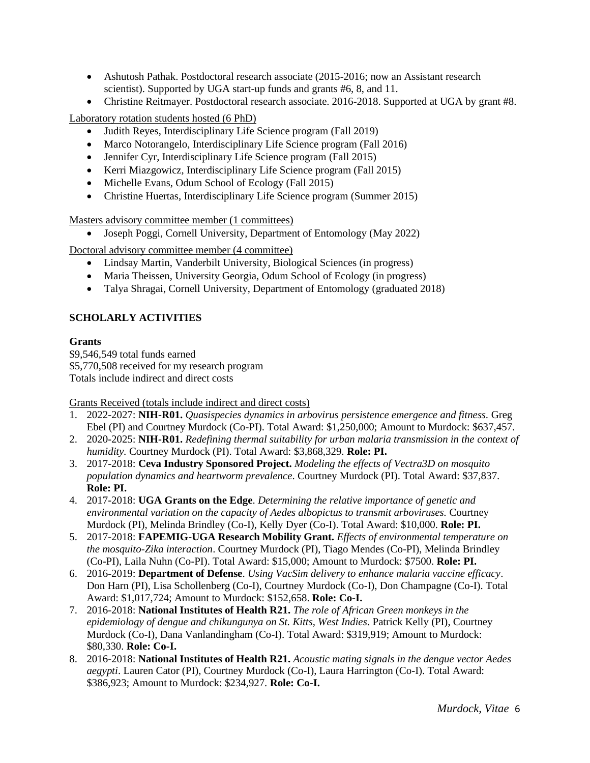- Ashutosh Pathak. Postdoctoral research associate (2015-2016; now an Assistant research scientist). Supported by UGA start-up funds and grants #6, 8, and 11.
- Christine Reitmayer. Postdoctoral research associate. 2016-2018. Supported at UGA by grant #8.

Laboratory rotation students hosted (6 PhD)

- Judith Reyes, Interdisciplinary Life Science program (Fall 2019)
- Marco Notorangelo, Interdisciplinary Life Science program (Fall 2016)
- Jennifer Cyr, Interdisciplinary Life Science program (Fall 2015)
- Kerri Miazgowicz, Interdisciplinary Life Science program (Fall 2015)
- Michelle Evans, Odum School of Ecology (Fall 2015)
- Christine Huertas, Interdisciplinary Life Science program (Summer 2015)

Masters advisory committee member (1 committees)

- Joseph Poggi, Cornell University, Department of Entomology (May 2022)

Doctoral advisory committee member (4 committee)

- Lindsay Martin, Vanderbilt University, Biological Sciences (in progress)
- Maria Theissen, University Georgia, Odum School of Ecology (in progress)
- Talya Shragai, Cornell University, Department of Entomology (graduated 2018)

## SCHOLARLY ACTIVITIES

### Grants

$9,546,549 total funds earned
$5,770,508 received for my research program
Totals include indirect and direct costs

Grants Received (totals include indirect and direct costs)

1. 2022-2027: **NIH-R01.** *Quasispecies dynamics in arbovirus persistence emergence and fitness.* Greg Ebel (PI) and Courtney Murdock (Co-PI). Total Award: $1,250,000; Amount to Murdock: $637,457.
2. 2020-2025: **NIH-R01.** *Redefining thermal suitability for urban malaria transmission in the context of humidity.* Courtney Murdock (PI). Total Award: $3,868,329. **Role: PI.**
3. 2017-2018: **Ceva Industry Sponsored Project.** *Modeling the effects of Vectra3D on mosquito population dynamics and heartworm prevalence*. Courtney Murdock (PI). Total Award: $37,837. **Role: PI.**
4. 2017-2018: **UGA Grants on the Edge**. *Determining the relative importance of genetic and environmental variation on the capacity of Aedes albopictus to transmit arboviruses.* Courtney Murdock (PI), Melinda Brindley (Co-I), Kelly Dyer (Co-I). Total Award: $10,000. **Role: PI.**
5. 2017-2018: **FAPEMIG-UGA Research Mobility Grant.** *Effects of environmental temperature on the mosquito-Zika interaction*. Courtney Murdock (PI), Tiago Mendes (Co-PI), Melinda Brindley (Co-PI), Laila Nuhn (Co-PI). Total Award: $15,000; Amount to Murdock: $7500. **Role: PI.**
6. 2016-2019: **Department of Defense**. *Using VacSim delivery to enhance malaria vaccine efficacy*. Don Harn (PI), Lisa Schollenberg (Co-I), Courtney Murdock (Co-I), Don Champagne (Co-I). Total Award: $1,017,724; Amount to Murdock: $152,658. **Role: Co-I.**
7. 2016-2018: **National Institutes of Health R21.** *The role of African Green monkeys in the epidemiology of dengue and chikungunya on St. Kitts, West Indies*. Patrick Kelly (PI), Courtney Murdock (Co-I), Dana Vanlandingham (Co-I). Total Award: $319,919; Amount to Murdock: $80,330. **Role: Co-I.**
8. 2016-2018: **National Institutes of Health R21.** *Acoustic mating signals in the dengue vector Aedes aegypti*. Lauren Cator (PI), Courtney Murdock (Co-I), Laura Harrington (Co-I). Total Award: $386,923; Amount to Murdock: $234,927. **Role: Co-I.**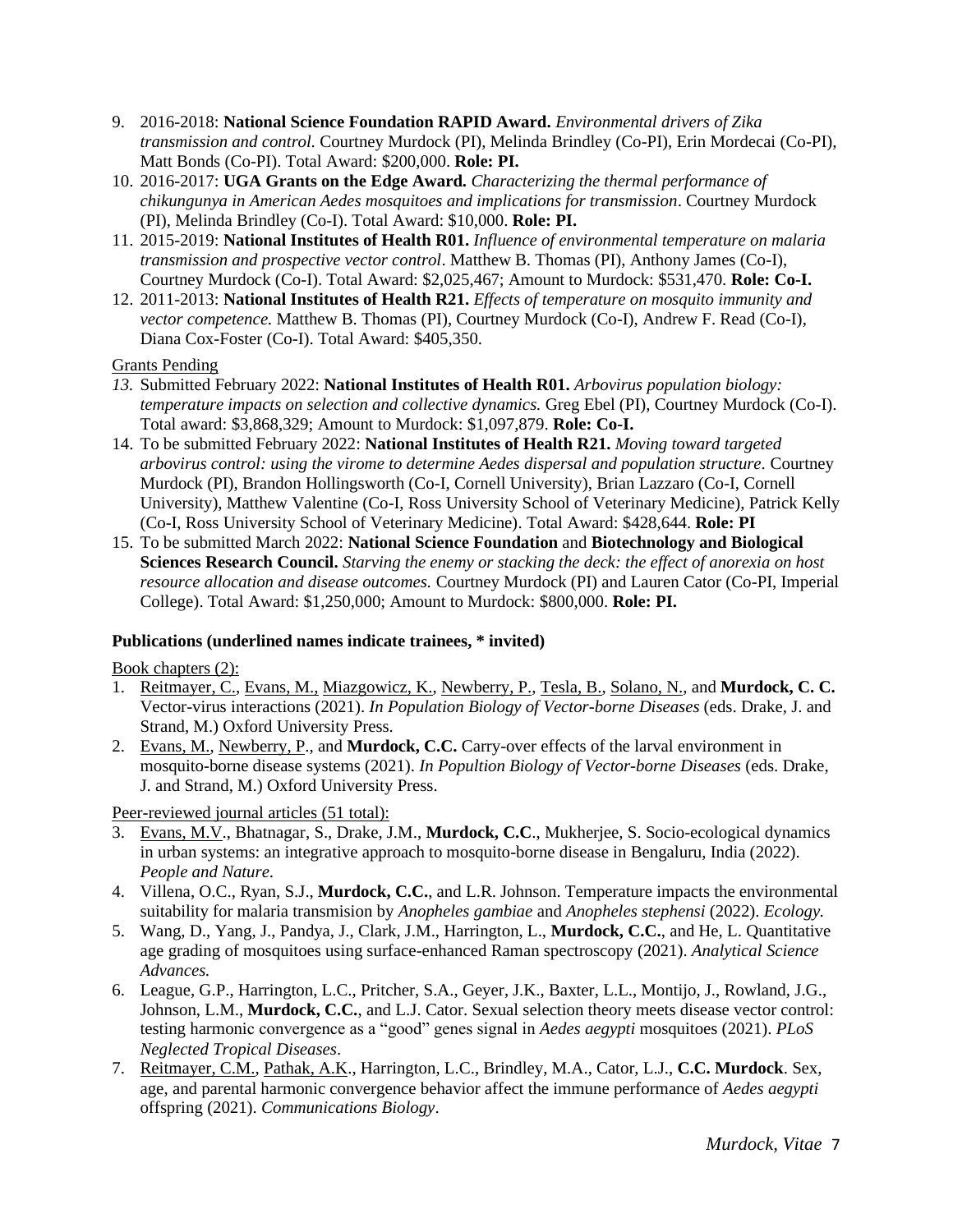9. 2016-2018: **National Science Foundation RAPID Award.** *Environmental drivers of Zika transmission and control.* Courtney Murdock (PI), Melinda Brindley (Co-PI), Erin Mordecai (Co-PI), Matt Bonds (Co-PI). Total Award: $200,000. **Role: PI.**
10. 2016-2017: **UGA Grants on the Edge Award.** *Characterizing the thermal performance of chikungunya in American Aedes mosquitoes and implications for transmission*. Courtney Murdock (PI), Melinda Brindley (Co-I). Total Award: $10,000. **Role: PI.**
11. 2015-2019: **National Institutes of Health R01.** *Influence of environmental temperature on malaria transmission and prospective vector control*. Matthew B. Thomas (PI), Anthony James (Co-I), Courtney Murdock (Co-I). Total Award: $2,025,467; Amount to Murdock: $531,470. **Role: Co-I.**
12. 2011-2013: **National Institutes of Health R21.** *Effects of temperature on mosquito immunity and vector competence.* Matthew B. Thomas (PI), Courtney Murdock (Co-I), Andrew F. Read (Co-I), Diana Cox-Foster (Co-I). Total Award: $405,350.

<u>Grants Pending</u>

13. Submitted February 2022: **National Institutes of Health R01.** *Arbovirus population biology: temperature impacts on selection and collective dynamics.* Greg Ebel (PI), Courtney Murdock (Co-I). Total award: $3,868,329; Amount to Murdock: $1,097,879. **Role: Co-I.**
14. To be submitted February 2022: **National Institutes of Health R21.** *Moving toward targeted arbovirus control: using the virome to determine Aedes dispersal and population structure*. Courtney Murdock (PI), Brandon Hollingsworth (Co-I, Cornell University), Brian Lazzaro (Co-I, Cornell University), Matthew Valentine (Co-I, Ross University School of Veterinary Medicine), Patrick Kelly (Co-I, Ross University School of Veterinary Medicine). Total Award: $428,644. **Role: PI**
15. To be submitted March 2022: **National Science Foundation** and **Biotechnology and Biological Sciences Research Council.** *Starving the enemy or stacking the deck: the effect of anorexia on host resource allocation and disease outcomes.* Courtney Murdock (PI) and Lauren Cator (Co-PI, Imperial College). Total Award: $1,250,000; Amount to Murdock: $800,000. **Role: PI.**

**Publications (underlined names indicate trainees, * invited)**

<u>Book chapters (2):</u>

1. <u>Reitmayer, C.</u>, <u>Evans, M.</u>, <u>Miazgowicz, K.</u>, <u>Newberry, P.</u>, <u>Tesla, B.</u>, <u>Solano, N.</u>, and **Murdock, C. C.** Vector-virus interactions (2021). *In Population Biology of Vector-borne Diseases* (eds. Drake, J. and Strand, M.) Oxford University Press.
2. <u>Evans, M.</u>, <u>Newberry, P.</u>, and **Murdock, C.C.** Carry-over effects of the larval environment in mosquito-borne disease systems (2021). *In Popultion Biology of Vector-borne Diseases* (eds. Drake, J. and Strand, M.) Oxford University Press.

<u>Peer-reviewed journal articles (51 total):</u>

3. <u>Evans, M.V</u>., Bhatnagar, S., Drake, J.M., **Murdock, C.C**., Mukherjee, S. Socio-ecological dynamics in urban systems: an integrative approach to mosquito-borne disease in Bengaluru, India (2022). *People and Nature*.
4. Villena, O.C., Ryan, S.J., **Murdock, C.C.**, and L.R. Johnson. Temperature impacts the environmental suitability for malaria transmision by *Anopheles gambiae* and *Anopheles stephensi* (2022). *Ecology.*
5. Wang, D., Yang, J., Pandya, J., Clark, J.M., Harrington, L., **Murdock, C.C.**, and He, L. Quantitative age grading of mosquitoes using surface-enhanced Raman spectroscopy (2021). *Analytical Science Advances.*
6. League, G.P., Harrington, L.C., Pritcher, S.A., Geyer, J.K., Baxter, L.L., Montijo, J., Rowland, J.G., Johnson, L.M., **Murdock, C.C.**, and L.J. Cator. Sexual selection theory meets disease vector control: testing harmonic convergence as a "good" genes signal in *Aedes aegypti* mosquitoes (2021). *PLoS Neglected Tropical Diseases*.
7. <u>Reitmayer, C.M.</u>, <u>Pathak, A.K</u>., Harrington, L.C., Brindley, M.A., Cator, L.J., **C.C. Murdock**. Sex, age, and parental harmonic convergence behavior affect the immune performance of *Aedes aegypti* offspring (2021). *Communications Biology*.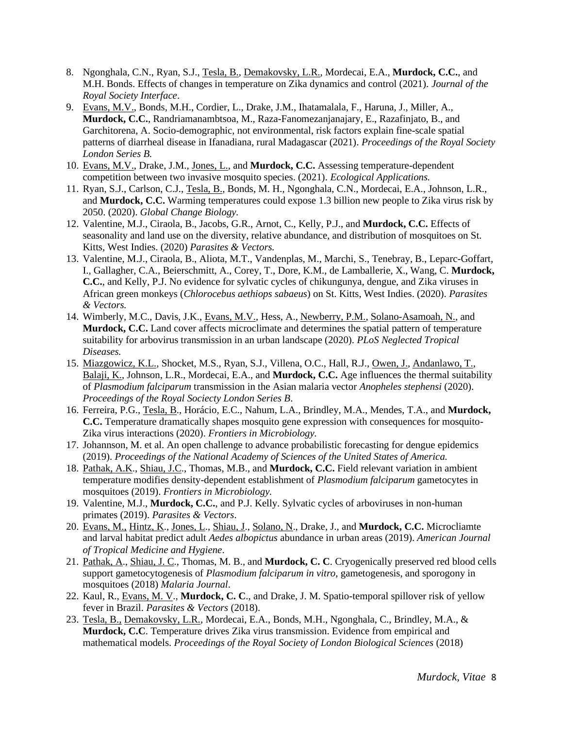8. Ngonghala, C.N., Ryan, S.J., <u>Tesla, B.</u>, <u>Demakovsky, L.R.</u>, Mordecai, E.A., **Murdock, C.C.**, and M.H. Bonds. Effects of changes in temperature on Zika dynamics and control (2021). *Journal of the Royal Society Interface*.
9. <u>Evans, M.V.</u>, Bonds, M.H., Cordier, L., Drake, J.M., Ihatamalala, F., Haruna, J., Miller, A., **Murdock, C.C.**, Randriamanambtsoa, M., Raza-Fanomezanjanajary, E., Razafinjato, B., and Garchitorena, A. Socio-demographic, not environmental, risk factors explain fine-scale spatial patterns of diarrheal disease in Ifanadiana, rural Madagascar (2021). *Proceedings of the Royal Society London Series B.*
10. <u>Evans, M.V.</u>, Drake, J.M., <u>Jones, L.</u>, and **Murdock, C.C.** Assessing temperature-dependent competition between two invasive mosquito species. (2021). *Ecological Applications.*
11. Ryan, S.J., Carlson, C.J., <u>Tesla, B.</u>, Bonds, M. H., Ngonghala, C.N., Mordecai, E.A., Johnson, L.R., and **Murdock, C.C.** Warming temperatures could expose 1.3 billion new people to Zika virus risk by 2050. (2020). *Global Change Biology.*
12. Valentine, M.J., Ciraola, B., Jacobs, G.R., Arnot, C., Kelly, P.J., and **Murdock, C.C.** Effects of seasonality and land use on the diversity, relative abundance, and distribution of mosquitoes on St. Kitts, West Indies. (2020) *Parasites & Vectors.*
13. Valentine, M.J., Ciraola, B., Aliota, M.T., Vandenplas, M., Marchi, S., Tenebray, B., Leparc-Goffart, I., Gallagher, C.A., Beierschmitt, A., Corey, T., Dore, K.M., de Lamballerie, X., Wang, C. **Murdock, C.C.**, and Kelly, P.J. No evidence for sylvatic cycles of chikungunya, dengue, and Zika viruses in African green monkeys (*Chlorocebus aethiops sabaeus*) on St. Kitts, West Indies. (2020). *Parasites & Vectors.*
14. Wimberly, M.C., Davis, J.K., <u>Evans, M.V.</u>, Hess, A., <u>Newberry, P.M.</u>, <u>Solano-Asamoah, N.</u>, and **Murdock, C.C.** Land cover affects microclimate and determines the spatial pattern of temperature suitability for arbovirus transmission in an urban landscape (2020). *PLoS Neglected Tropical Diseases.*
15. <u>Miazgowicz, K.L.</u>, Shocket, M.S., Ryan, S.J., Villena, O.C., Hall, R.J., <u>Owen, J.</u>, <u>Andanlawo, T.</u>, <u>Balaji, K.</u>, Johnson, L.R., Mordecai, E.A., and **Murdock, C.C.** Age influences the thermal suitability of *Plasmodium falciparum* transmission in the Asian malaria vector *Anopheles stephensi* (2020). *Proceedings of the Royal Sociecty London Series B*.
16. Ferreira, P.G., <u>Tesla, B.</u>, Horácio, E.C., Nahum, L.A., Brindley, M.A., Mendes, T.A., and **Murdock, C.C.** Temperature dramatically shapes mosquito gene expression with consequences for mosquito-Zika virus interactions (2020). *Frontiers in Microbiology.*
17. Johannson, M. et al. An open challenge to advance probabilistic forecasting for dengue epidemics (2019). *Proceedings of the National Academy of Sciences of the United States of America.*
18. <u>Pathak, A.K.</u>, <u>Shiau, J.C.</u>, Thomas, M.B., and **Murdock, C.C.** Field relevant variation in ambient temperature modifies density-dependent establishment of *Plasmodium falciparum* gametocytes in mosquitoes (2019). *Frontiers in Microbiology.*
19. Valentine, M.J., **Murdock, C.C.**, and P.J. Kelly. Sylvatic cycles of arboviruses in non-human primates (2019). *Parasites & Vectors*.
20. <u>Evans, M.</u>, <u>Hintz, K.</u>, <u>Jones, L.</u>, <u>Shiau, J.</u>, <u>Solano, N.</u>, Drake, J., and **Murdock, C.C.** Microcliamte and larval habitat predict adult *Aedes albopictus* abundance in urban areas (2019). *American Journal of Tropical Medicine and Hygiene*.
21. <u>Pathak, A.</u>, <u>Shiau, J. C.</u>, Thomas, M. B., and **Murdock, C. C**. Cryogenically preserved red blood cells support gametocytogenesis of *Plasmodium falciparum in vitro,* gametogenesis, and sporogony in mosquitoes (2018) *Malaria Journal*.
22. Kaul, R., <u>Evans, M. V.</u>, **Murdock, C. C**., and Drake, J. M. Spatio-temporal spillover risk of yellow fever in Brazil. *Parasites & Vectors* (2018).
23. <u>Tesla, B.</u>, <u>Demakovsky, L.R.</u>, Mordecai, E.A., Bonds, M.H., Ngonghala, C., Brindley, M.A., & **Murdock, C.C**. Temperature drives Zika virus transmission. Evidence from empirical and mathematical models. *Proceedings of the Royal Society of London Biological Sciences* (2018)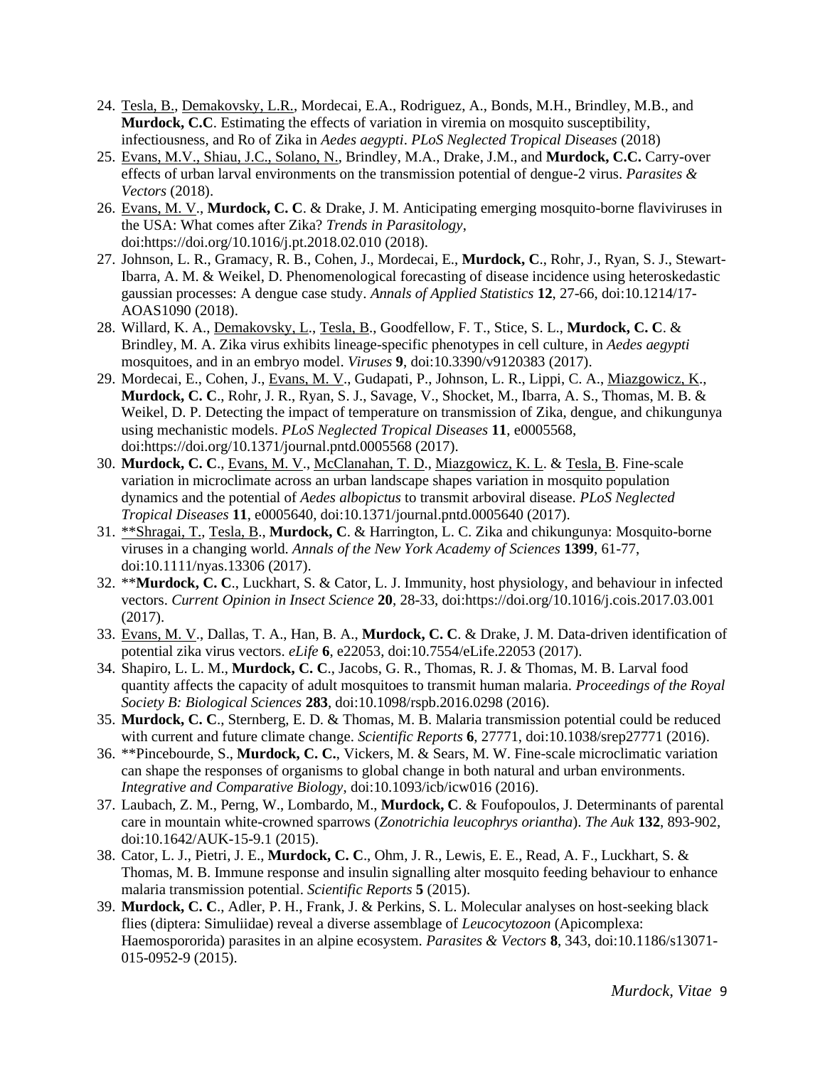24. Tesla, B., Demakovsky, L.R., Mordecai, E.A., Rodriguez, A., Bonds, M.H., Brindley, M.B., and **Murdock, C.C**. Estimating the effects of variation in viremia on mosquito susceptibility, infectiousness, and Ro of Zika in *Aedes aegypti*. *PLoS Neglected Tropical Diseases* (2018)
25. Evans, M.V., Shiau, J.C., Solano, N., Brindley, M.A., Drake, J.M., and **Murdock, C.C.** Carry-over effects of urban larval environments on the transmission potential of dengue-2 virus. *Parasites & Vectors* (2018).
26. Evans, M. V., **Murdock, C. C**. & Drake, J. M. Anticipating emerging mosquito-borne flaviviruses in the USA: What comes after Zika? *Trends in Parasitology*, doi:https://doi.org/10.1016/j.pt.2018.02.010 (2018).
27. Johnson, L. R., Gramacy, R. B., Cohen, J., Mordecai, E., **Murdock, C**., Rohr, J., Ryan, S. J., Stewart-Ibarra, A. M. & Weikel, D. Phenomenological forecasting of disease incidence using heteroskedastic gaussian processes: A dengue case study. *Annals of Applied Statistics* **12**, 27-66, doi:10.1214/17-AOAS1090 (2018).
28. Willard, K. A., Demakovsky, L., Tesla, B., Goodfellow, F. T., Stice, S. L., **Murdock, C. C**. & Brindley, M. A. Zika virus exhibits lineage-specific phenotypes in cell culture, in *Aedes aegypti* mosquitoes, and in an embryo model. *Viruses* **9**, doi:10.3390/v9120383 (2017).
29. Mordecai, E., Cohen, J., Evans, M. V., Gudapati, P., Johnson, L. R., Lippi, C. A., Miazgowicz, K., **Murdock, C. C**., Rohr, J. R., Ryan, S. J., Savage, V., Shocket, M., Ibarra, A. S., Thomas, M. B. & Weikel, D. P. Detecting the impact of temperature on transmission of Zika, dengue, and chikungunya using mechanistic models. *PLoS Neglected Tropical Diseases* **11**, e0005568, doi:https://doi.org/10.1371/journal.pntd.0005568 (2017).
30. **Murdock, C. C**., Evans, M. V., McClanahan, T. D., Miazgowicz, K. L. & Tesla, B. Fine-scale variation in microclimate across an urban landscape shapes variation in mosquito population dynamics and the potential of *Aedes albopictus* to transmit arboviral disease. *PLoS Neglected Tropical Diseases* **11**, e0005640, doi:10.1371/journal.pntd.0005640 (2017).
31. **Shragai, T., Tesla, B., **Murdock, C**. & Harrington, L. C. Zika and chikungunya: Mosquito-borne viruses in a changing world. *Annals of the New York Academy of Sciences* **1399**, 61-77, doi:10.1111/nyas.13306 (2017).
32. ****Murdock, C. C**., Luckhart, S. & Cator, L. J. Immunity, host physiology, and behaviour in infected vectors. *Current Opinion in Insect Science* **20**, 28-33, doi:https://doi.org/10.1016/j.cois.2017.03.001 (2017).
33. Evans, M. V., Dallas, T. A., Han, B. A., **Murdock, C. C**. & Drake, J. M. Data-driven identification of potential zika virus vectors. *eLife* **6**, e22053, doi:10.7554/eLife.22053 (2017).
34. Shapiro, L. L. M., **Murdock, C. C**., Jacobs, G. R., Thomas, R. J. & Thomas, M. B. Larval food quantity affects the capacity of adult mosquitoes to transmit human malaria. *Proceedings of the Royal Society B: Biological Sciences* **283**, doi:10.1098/rspb.2016.0298 (2016).
35. **Murdock, C. C**., Sternberg, E. D. & Thomas, M. B. Malaria transmission potential could be reduced with current and future climate change. *Scientific Reports* **6**, 27771, doi:10.1038/srep27771 (2016).
36. **Pincebourde, S., **Murdock, C. C.**, Vickers, M. & Sears, M. W. Fine-scale microclimatic variation can shape the responses of organisms to global change in both natural and urban environments. *Integrative and Comparative Biology*, doi:10.1093/icb/icw016 (2016).
37. Laubach, Z. M., Perng, W., Lombardo, M., **Murdock, C**. & Foufopoulos, J. Determinants of parental care in mountain white-crowned sparrows (*Zonotrichia leucophrys oriantha*). *The Auk* **132**, 893-902, doi:10.1642/AUK-15-9.1 (2015).
38. Cator, L. J., Pietri, J. E., **Murdock, C. C**., Ohm, J. R., Lewis, E. E., Read, A. F., Luckhart, S. & Thomas, M. B. Immune response and insulin signalling alter mosquito feeding behaviour to enhance malaria transmission potential. *Scientific Reports* **5** (2015).
39. **Murdock, C. C**., Adler, P. H., Frank, J. & Perkins, S. L. Molecular analyses on host-seeking black flies (diptera: Simuliidae) reveal a diverse assemblage of *Leucocytozoon* (Apicomplexa: Haemospororida) parasites in an alpine ecosystem. *Parasites & Vectors* **8**, 343, doi:10.1186/s13071-015-0952-9 (2015).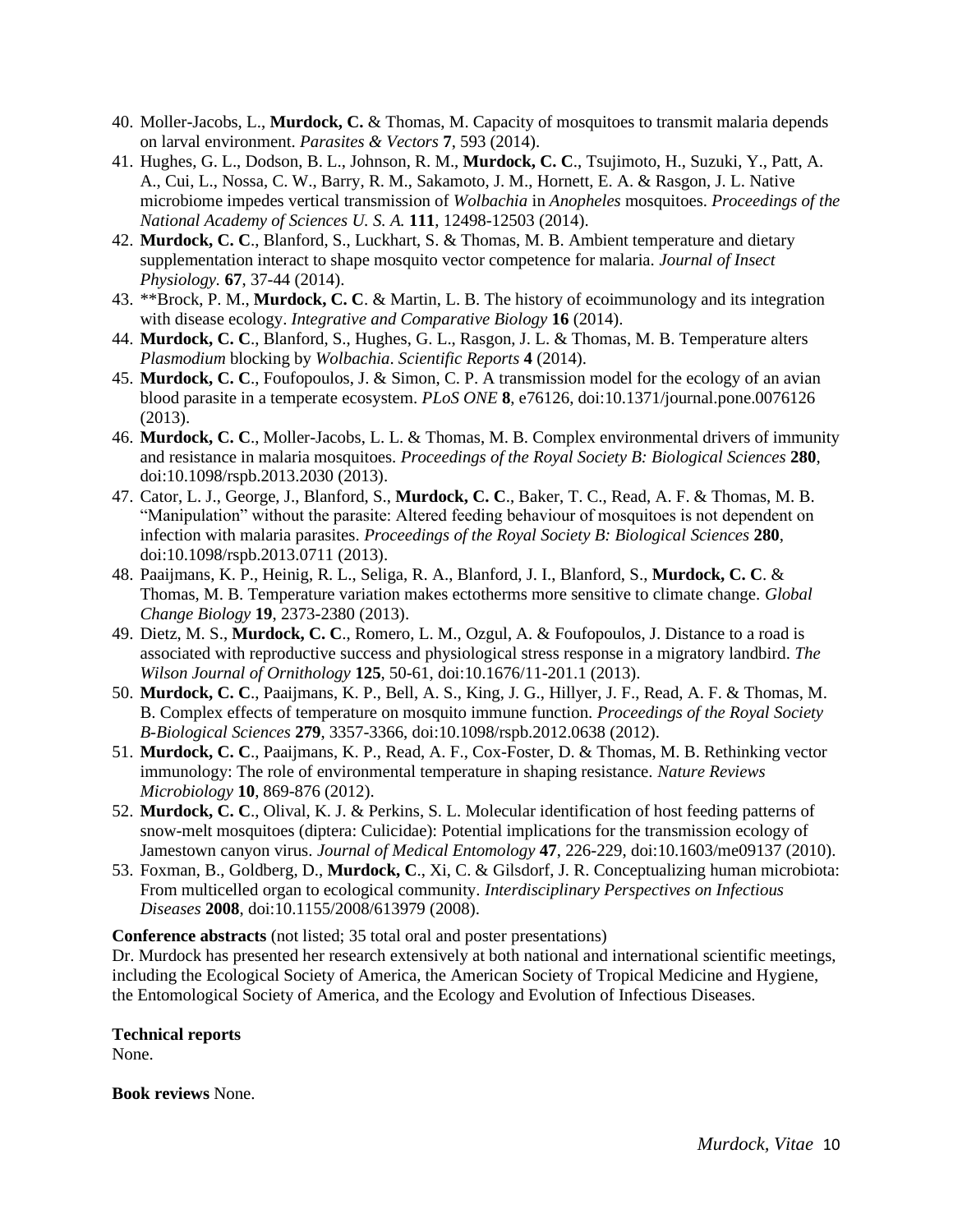40. Moller-Jacobs, L., **Murdock, C.** & Thomas, M. Capacity of mosquitoes to transmit malaria depends on larval environment. *Parasites & Vectors* **7**, 593 (2014).
41. Hughes, G. L., Dodson, B. L., Johnson, R. M., **Murdock, C. C**., Tsujimoto, H., Suzuki, Y., Patt, A. A., Cui, L., Nossa, C. W., Barry, R. M., Sakamoto, J. M., Hornett, E. A. & Rasgon, J. L. Native microbiome impedes vertical transmission of *Wolbachia* in *Anopheles* mosquitoes. *Proceedings of the National Academy of Sciences U. S. A.* **111**, 12498-12503 (2014).
42. **Murdock, C. C**., Blanford, S., Luckhart, S. & Thomas, M. B. Ambient temperature and dietary supplementation interact to shape mosquito vector competence for malaria. *Journal of Insect Physiology.* **67**, 37-44 (2014).
43. **Brock, P. M., **Murdock, C. C**. & Martin, L. B. The history of ecoimmunology and its integration with disease ecology. *Integrative and Comparative Biology* **16** (2014).
44. **Murdock, C. C**., Blanford, S., Hughes, G. L., Rasgon, J. L. & Thomas, M. B. Temperature alters *Plasmodium* blocking by *Wolbachia*. *Scientific Reports* **4** (2014).
45. **Murdock, C. C**., Foufopoulos, J. & Simon, C. P. A transmission model for the ecology of an avian blood parasite in a temperate ecosystem. *PLoS ONE* **8**, e76126, doi:10.1371/journal.pone.0076126 (2013).
46. **Murdock, C. C**., Moller-Jacobs, L. L. & Thomas, M. B. Complex environmental drivers of immunity and resistance in malaria mosquitoes. *Proceedings of the Royal Society B: Biological Sciences* **280**, doi:10.1098/rspb.2013.2030 (2013).
47. Cator, L. J., George, J., Blanford, S., **Murdock, C. C**., Baker, T. C., Read, A. F. & Thomas, M. B. "Manipulation" without the parasite: Altered feeding behaviour of mosquitoes is not dependent on infection with malaria parasites. *Proceedings of the Royal Society B: Biological Sciences* **280**, doi:10.1098/rspb.2013.0711 (2013).
48. Paaijmans, K. P., Heinig, R. L., Seliga, R. A., Blanford, J. I., Blanford, S., **Murdock, C. C**. & Thomas, M. B. Temperature variation makes ectotherms more sensitive to climate change. *Global Change Biology* **19**, 2373-2380 (2013).
49. Dietz, M. S., **Murdock, C. C**., Romero, L. M., Ozgul, A. & Foufopoulos, J. Distance to a road is associated with reproductive success and physiological stress response in a migratory landbird. *The Wilson Journal of Ornithology* **125**, 50-61, doi:10.1676/11-201.1 (2013).
50. **Murdock, C. C**., Paaijmans, K. P., Bell, A. S., King, J. G., Hillyer, J. F., Read, A. F. & Thomas, M. B. Complex effects of temperature on mosquito immune function. *Proceedings of the Royal Society B-Biological Sciences* **279**, 3357-3366, doi:10.1098/rspb.2012.0638 (2012).
51. **Murdock, C. C**., Paaijmans, K. P., Read, A. F., Cox-Foster, D. & Thomas, M. B. Rethinking vector immunology: The role of environmental temperature in shaping resistance. *Nature Reviews Microbiology* **10**, 869-876 (2012).
52. **Murdock, C. C**., Olival, K. J. & Perkins, S. L. Molecular identification of host feeding patterns of snow-melt mosquitoes (diptera: Culicidae): Potential implications for the transmission ecology of Jamestown canyon virus. *Journal of Medical Entomology* **47**, 226-229, doi:10.1603/me09137 (2010).
53. Foxman, B., Goldberg, D., **Murdock, C**., Xi, C. & Gilsdorf, J. R. Conceptualizing human microbiota: From multicelled organ to ecological community. *Interdisciplinary Perspectives on Infectious Diseases* **2008**, doi:10.1155/2008/613979 (2008).

**Conference abstracts** (not listed; 35 total oral and poster presentations)
Dr. Murdock has presented her research extensively at both national and international scientific meetings, including the Ecological Society of America, the American Society of Tropical Medicine and Hygiene, the Entomological Society of America, and the Ecology and Evolution of Infectious Diseases.

**Technical reports**
None.

**Book reviews** None.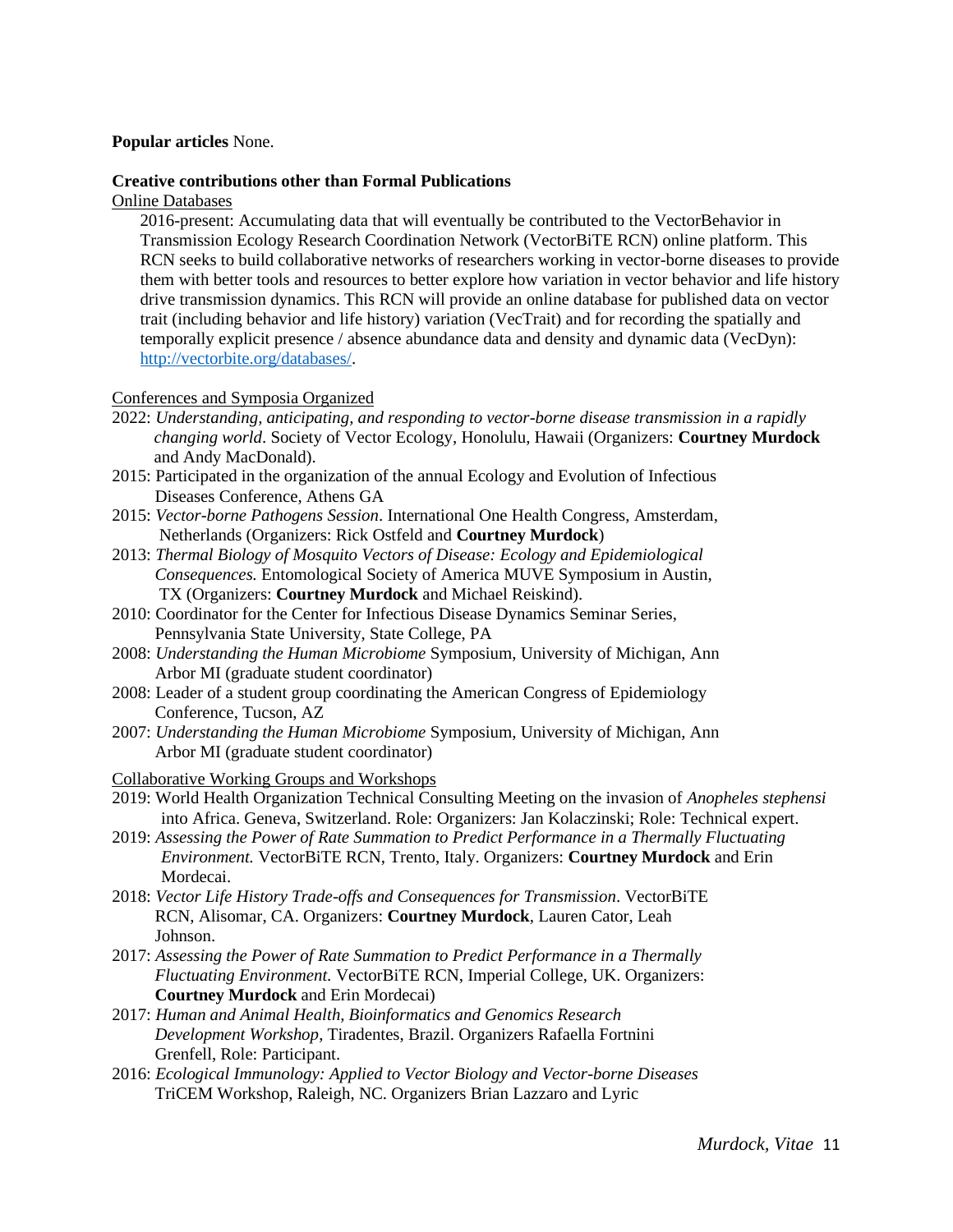**Popular articles** None.

**Creative contributions other than Formal Publications**

Online Databases

2016-present: Accumulating data that will eventually be contributed to the VectorBehavior in Transmission Ecology Research Coordination Network (VectorBiTE RCN) online platform. This RCN seeks to build collaborative networks of researchers working in vector-borne diseases to provide them with better tools and resources to better explore how variation in vector behavior and life history drive transmission dynamics. This RCN will provide an online database for published data on vector trait (including behavior and life history) variation (VecTrait) and for recording the spatially and temporally explicit presence / absence abundance data and density and dynamic data (VecDyn): http://vectorbite.org/databases/.

Conferences and Symposia Organized

- 2022: *Understanding, anticipating, and responding to vector-borne disease transmission in a rapidly changing world*. Society of Vector Ecology, Honolulu, Hawaii (Organizers: **Courtney Murdock** and Andy MacDonald).
- 2015: Participated in the organization of the annual Ecology and Evolution of Infectious Diseases Conference, Athens GA
- 2015: *Vector-borne Pathogens Session*. International One Health Congress, Amsterdam, Netherlands (Organizers: Rick Ostfeld and **Courtney Murdock**)
- 2013: *Thermal Biology of Mosquito Vectors of Disease: Ecology and Epidemiological Consequences.* Entomological Society of America MUVE Symposium in Austin, TX (Organizers: **Courtney Murdock** and Michael Reiskind).
- 2010: Coordinator for the Center for Infectious Disease Dynamics Seminar Series, Pennsylvania State University, State College, PA
- 2008: *Understanding the Human Microbiome* Symposium, University of Michigan, Ann Arbor MI (graduate student coordinator)
- 2008: Leader of a student group coordinating the American Congress of Epidemiology Conference, Tucson, AZ
- 2007: *Understanding the Human Microbiome* Symposium, University of Michigan, Ann Arbor MI (graduate student coordinator)

Collaborative Working Groups and Workshops

- 2019: World Health Organization Technical Consulting Meeting on the invasion of *Anopheles stephensi* into Africa. Geneva, Switzerland. Role: Organizers: Jan Kolaczinski; Role: Technical expert.
- 2019: *Assessing the Power of Rate Summation to Predict Performance in a Thermally Fluctuating Environment.* VectorBiTE RCN, Trento, Italy. Organizers: **Courtney Murdock** and Erin Mordecai.
- 2018: *Vector Life History Trade-offs and Consequences for Transmission*. VectorBiTE RCN, Alisomar, CA. Organizers: **Courtney Murdock**, Lauren Cator, Leah Johnson.
- 2017: *Assessing the Power of Rate Summation to Predict Performance in a Thermally Fluctuating Environment.* VectorBiTE RCN, Imperial College, UK. Organizers: **Courtney Murdock** and Erin Mordecai)
- 2017: *Human and Animal Health, Bioinformatics and Genomics Research Development Workshop*, Tiradentes, Brazil. Organizers Rafaella Fortnini Grenfell, Role: Participant.
- 2016: *Ecological Immunology: Applied to Vector Biology and Vector-borne Diseases* TriCEM Workshop, Raleigh, NC. Organizers Brian Lazzaro and Lyric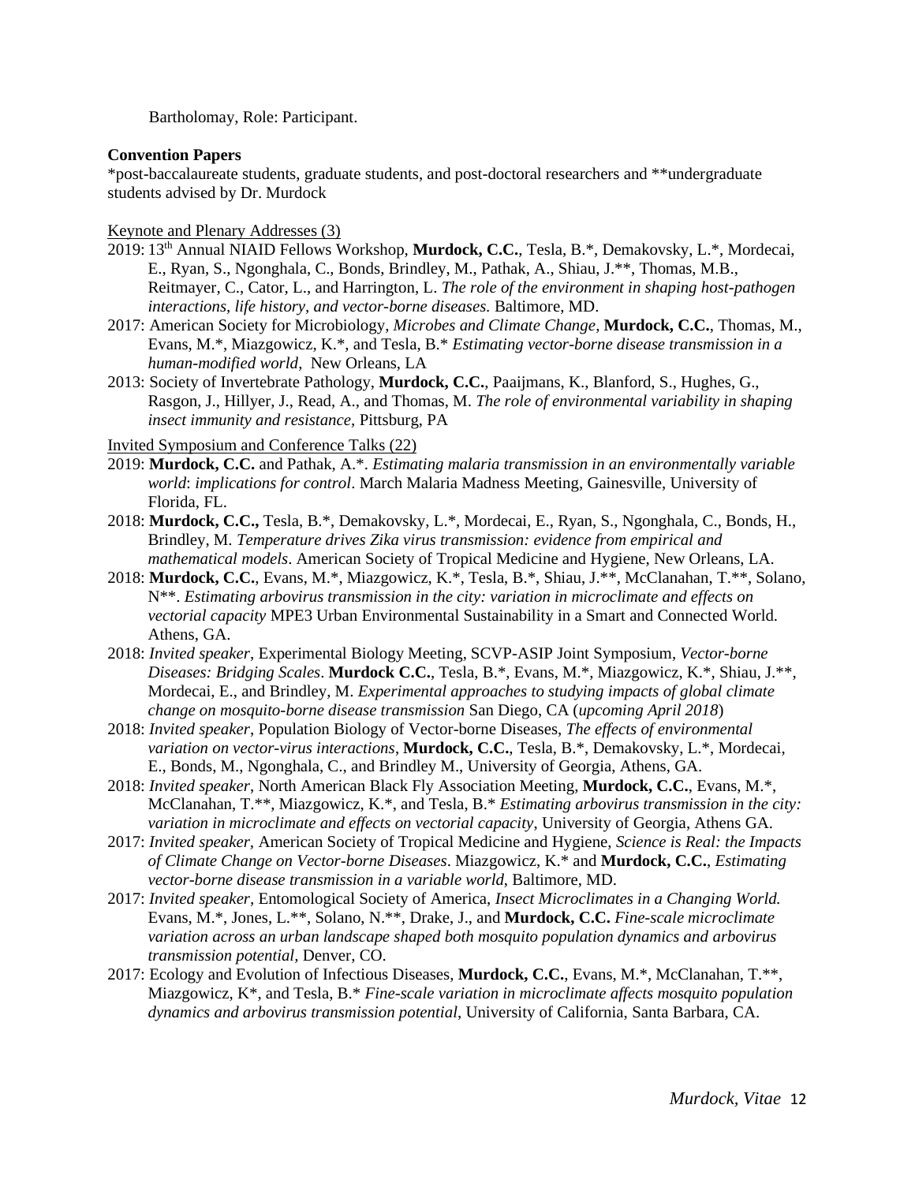Bartholomay, Role: Participant.

**Convention Papers**

*post-baccalaureate students, graduate students, and post-doctoral researchers and **undergraduate students advised by Dr. Murdock

Keynote and Plenary Addresses (3)

- 2019: 13th Annual NIAID Fellows Workshop, **Murdock, C.C.**, Tesla, B.*, Demakovsky, L.*, Mordecai, E., Ryan, S., Ngonghala, C., Bonds, Brindley, M., Pathak, A., Shiau, J.**, Thomas, M.B., Reitmayer, C., Cator, L., and Harrington, L. *The role of the environment in shaping host-pathogen interactions, life history, and vector-borne diseases*. Baltimore, MD.
- 2017: American Society for Microbiology, *Microbes and Climate Change*, **Murdock, C.C.**, Thomas, M., Evans, M.*, Miazgowicz, K.*, and Tesla, B.* *Estimating vector-borne disease transmission in a human-modified world*, New Orleans, LA
- 2013: Society of Invertebrate Pathology, **Murdock, C.C.**, Paaijmans, K., Blanford, S., Hughes, G., Rasgon, J., Hillyer, J., Read, A., and Thomas, M. *The role of environmental variability in shaping insect immunity and resistance*, Pittsburg, PA

Invited Symposium and Conference Talks (22)

- 2019: **Murdock, C.C.** and Pathak, A.*. *Estimating malaria transmission in an environmentally variable world*: *implications for control*. March Malaria Madness Meeting, Gainesville, University of Florida, FL.
- 2018: **Murdock, C.C.,** Tesla, B.*, Demakovsky, L.*, Mordecai, E., Ryan, S., Ngonghala, C., Bonds, H., Brindley, M. *Temperature drives Zika virus transmission: evidence from empirical and mathematical models*. American Society of Tropical Medicine and Hygiene, New Orleans, LA.
- 2018: **Murdock, C.C.**, Evans, M.*, Miazgowicz, K.*, Tesla, B.*, Shiau, J.**, McClanahan, T.**, Solano, N**. *Estimating arbovirus transmission in the city: variation in microclimate and effects on vectorial capacity* MPE3 Urban Environmental Sustainability in a Smart and Connected World. Athens, GA.
- 2018: *Invited speaker*, Experimental Biology Meeting, SCVP-ASIP Joint Symposium, *Vector-borne Diseases: Bridging Scales*. **Murdock C.C.**, Tesla, B.*, Evans, M.*, Miazgowicz, K.*, Shiau, J.**, Mordecai, E., and Brindley, M. *Experimental approaches to studying impacts of global climate change on mosquito-borne disease transmission* San Diego, CA (*upcoming April 2018*)
- 2018: *Invited speaker*, Population Biology of Vector-borne Diseases, *The effects of environmental variation on vector-virus interactions*, **Murdock, C.C.**, Tesla, B.*, Demakovsky, L.*, Mordecai, E., Bonds, M., Ngonghala, C., and Brindley M., University of Georgia, Athens, GA.
- 2018: *Invited speaker*, North American Black Fly Association Meeting, **Murdock, C.C.**, Evans, M.*, McClanahan, T.**, Miazgowicz, K.*, and Tesla, B.* *Estimating arbovirus transmission in the city: variation in microclimate and effects on vectorial capacity*, University of Georgia, Athens GA.
- 2017: *Invited speaker,* American Society of Tropical Medicine and Hygiene, *Science is Real: the Impacts of Climate Change on Vector-borne Diseases*. Miazgowicz, K.* and **Murdock, C.C.**, *Estimating vector-borne disease transmission in a variable world*, Baltimore, MD.
- 2017: *Invited speaker,* Entomological Society of America, *Insect Microclimates in a Changing World.* Evans, M.*, Jones, L.**, Solano, N.**, Drake, J., and **Murdock, C.C.** *Fine-scale microclimate variation across an urban landscape shaped both mosquito population dynamics and arbovirus transmission potential*, Denver, CO.
- 2017: Ecology and Evolution of Infectious Diseases, **Murdock, C.C.**, Evans, M.*, McClanahan, T.**, Miazgowicz, K*, and Tesla, B.* *Fine-scale variation in microclimate affects mosquito population dynamics and arbovirus transmission potential*, University of California, Santa Barbara, CA.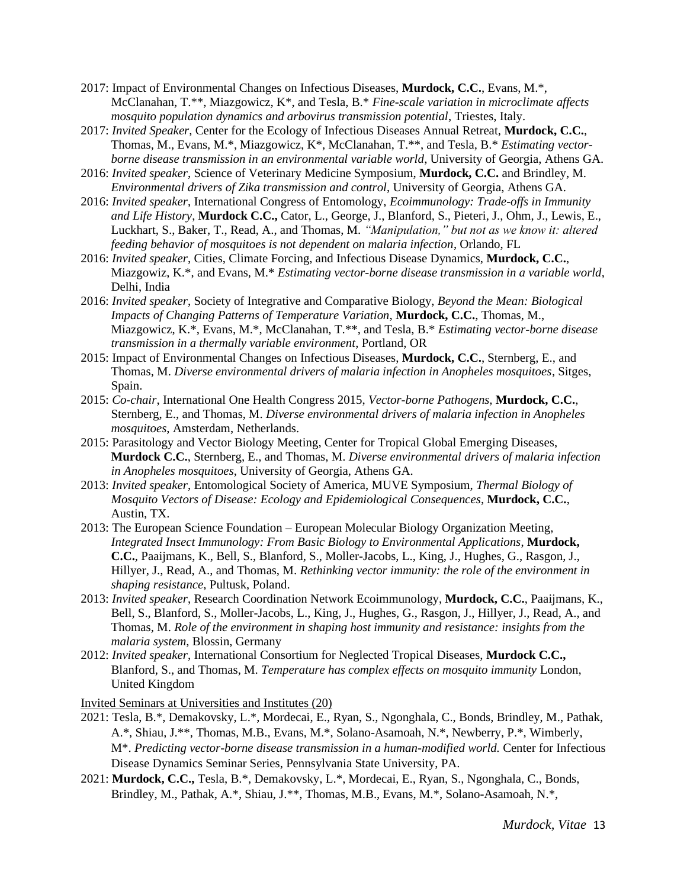- 2017: Impact of Environmental Changes on Infectious Diseases, **Murdock, C.C.**, Evans, M.*, McClanahan, T.**, Miazgowicz, K*, and Tesla, B.* *Fine-scale variation in microclimate affects mosquito population dynamics and arbovirus transmission potential*, Triestes, Italy.
- 2017: *Invited Speaker*, Center for the Ecology of Infectious Diseases Annual Retreat, **Murdock, C.C.**, Thomas, M., Evans, M.*, Miazgowicz, K*, McClanahan, T.**, and Tesla, B.* *Estimating vector-borne disease transmission in an environmental variable world*, University of Georgia, Athens GA.
- 2016: *Invited speaker*, Science of Veterinary Medicine Symposium, **Murdock, C.C.** and Brindley, M. *Environmental drivers of Zika transmission and control*, University of Georgia, Athens GA.
- 2016: *Invited speaker*, International Congress of Entomology, *Ecoimmunology: Trade-offs in Immunity and Life History*, **Murdock C.C.,** Cator, L., George, J., Blanford, S., Pieteri, J., Ohm, J., Lewis, E., Luckhart, S., Baker, T., Read, A., and Thomas, M. *"Manipulation," but not as we know it: altered feeding behavior of mosquitoes is not dependent on malaria infection*, Orlando, FL
- 2016: *Invited speaker*, Cities, Climate Forcing, and Infectious Disease Dynamics, **Murdock, C.C.**, Miazgowiz, K.*, and Evans, M.* *Estimating vector-borne disease transmission in a variable world*, Delhi, India
- 2016: *Invited speaker*, Society of Integrative and Comparative Biology, *Beyond the Mean: Biological Impacts of Changing Patterns of Temperature Variation*, **Murdock, C.C.**, Thomas, M., Miazgowicz, K.*, Evans, M.*, McClanahan, T.**, and Tesla, B.* *Estimating vector-borne disease transmission in a thermally variable environment*, Portland, OR
- 2015: Impact of Environmental Changes on Infectious Diseases, **Murdock, C.C.**, Sternberg, E., and Thomas, M. *Diverse environmental drivers of malaria infection in Anopheles mosquitoes*, Sitges, Spain.
- 2015: *Co-chair*, International One Health Congress 2015, *Vector-borne Pathogens*, **Murdock, C.C.**, Sternberg, E., and Thomas, M. *Diverse environmental drivers of malaria infection in Anopheles mosquitoes*, Amsterdam, Netherlands.
- 2015: Parasitology and Vector Biology Meeting, Center for Tropical Global Emerging Diseases, **Murdock C.C.**, Sternberg, E., and Thomas, M. *Diverse environmental drivers of malaria infection in Anopheles mosquitoes*, University of Georgia, Athens GA.
- 2013: *Invited speaker*, Entomological Society of America, MUVE Symposium, *Thermal Biology of Mosquito Vectors of Disease: Ecology and Epidemiological Consequences*, **Murdock, C.C.**, Austin, TX.
- 2013: The European Science Foundation – European Molecular Biology Organization Meeting, *Integrated Insect Immunology: From Basic Biology to Environmental Applications*, **Murdock, C.C.**, Paaijmans, K., Bell, S., Blanford, S., Moller-Jacobs, L., King, J., Hughes, G., Rasgon, J., Hillyer, J., Read, A., and Thomas, M. *Rethinking vector immunity: the role of the environment in shaping resistance*, Pultusk, Poland.
- 2013: *Invited speaker*, Research Coordination Network Ecoimmunology, **Murdock, C.C.**, Paaijmans, K., Bell, S., Blanford, S., Moller-Jacobs, L., King, J., Hughes, G., Rasgon, J., Hillyer, J., Read, A., and Thomas, M. *Role of the environment in shaping host immunity and resistance: insights from the malaria system*, Blossin, Germany
- 2012: *Invited speaker*, International Consortium for Neglected Tropical Diseases, **Murdock C.C.,** Blanford, S., and Thomas, M. *Temperature has complex effects on mosquito immunity* London, United Kingdom

<u>Invited Seminars at Universities and Institutes (20)</u>

- 2021: Tesla, B.*, Demakovsky, L.*, Mordecai, E., Ryan, S., Ngonghala, C., Bonds, Brindley, M., Pathak, A.*, Shiau, J.**, Thomas, M.B., Evans, M.*, Solano-Asamoah, N.*, Newberry, P.*, Wimberly, M*. *Predicting vector-borne disease transmission in a human-modified world.* Center for Infectious Disease Dynamics Seminar Series, Pennsylvania State University, PA.
- 2021: **Murdock, C.C.,** Tesla, B.*, Demakovsky, L.*, Mordecai, E., Ryan, S., Ngonghala, C., Bonds, Brindley, M., Pathak, A.*, Shiau, J.**, Thomas, M.B., Evans, M.*, Solano-Asamoah, N.*,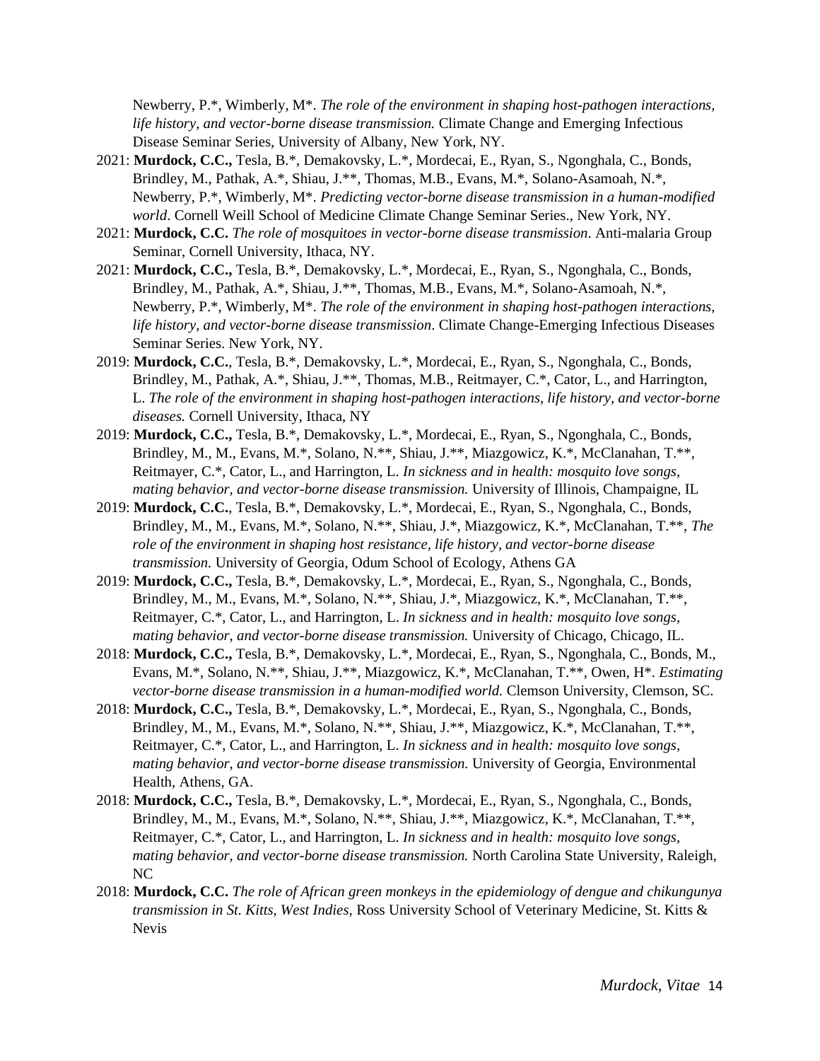Newberry, P.*, Wimberly, M*. *The role of the environment in shaping host-pathogen interactions, life history, and vector-borne disease transmission.* Climate Change and Emerging Infectious Disease Seminar Series, University of Albany, New York, NY.

- 2021: **Murdock, C.C.,** Tesla, B.*, Demakovsky, L.*, Mordecai, E., Ryan, S., Ngonghala, C., Bonds, Brindley, M., Pathak, A.*, Shiau, J.**, Thomas, M.B., Evans, M.*, Solano-Asamoah, N.*, Newberry, P.*, Wimberly, M*. *Predicting vector-borne disease transmission in a human-modified world*. Cornell Weill School of Medicine Climate Change Seminar Series., New York, NY.
- 2021: **Murdock, C.C.** *The role of mosquitoes in vector-borne disease transmission*. Anti-malaria Group Seminar, Cornell University, Ithaca, NY.
- 2021: **Murdock, C.C.,** Tesla, B.*, Demakovsky, L.*, Mordecai, E., Ryan, S., Ngonghala, C., Bonds, Brindley, M., Pathak, A.*, Shiau, J.**, Thomas, M.B., Evans, M.*, Solano-Asamoah, N.*, Newberry, P.*, Wimberly, M*. *The role of the environment in shaping host-pathogen interactions, life history, and vector-borne disease transmission*. Climate Change-Emerging Infectious Diseases Seminar Series. New York, NY.
- 2019: **Murdock, C.C.**, Tesla, B.*, Demakovsky, L.*, Mordecai, E., Ryan, S., Ngonghala, C., Bonds, Brindley, M., Pathak, A.*, Shiau, J.**, Thomas, M.B., Reitmayer, C.*, Cator, L., and Harrington, L. *The role of the environment in shaping host-pathogen interactions, life history, and vector-borne diseases.* Cornell University, Ithaca, NY
- 2019: **Murdock, C.C.,** Tesla, B.*, Demakovsky, L.*, Mordecai, E., Ryan, S., Ngonghala, C., Bonds, Brindley, M., M., Evans, M.*, Solano, N.**, Shiau, J.**, Miazgowicz, K.*, McClanahan, T.**, Reitmayer, C.*, Cator, L., and Harrington, L. *In sickness and in health: mosquito love songs, mating behavior, and vector-borne disease transmission.* University of Illinois, Champaigne, IL
- 2019: **Murdock, C.C.**, Tesla, B.*, Demakovsky, L.*, Mordecai, E., Ryan, S., Ngonghala, C., Bonds, Brindley, M., M., Evans, M.*, Solano, N.**, Shiau, J.*, Miazgowicz, K.*, McClanahan, T.**, *The role of the environment in shaping host resistance, life history, and vector-borne disease transmission.* University of Georgia, Odum School of Ecology, Athens GA
- 2019: **Murdock, C.C.,** Tesla, B.*, Demakovsky, L.*, Mordecai, E., Ryan, S., Ngonghala, C., Bonds, Brindley, M., M., Evans, M.*, Solano, N.**, Shiau, J.*, Miazgowicz, K.*, McClanahan, T.**, Reitmayer, C.*, Cator, L., and Harrington, L. *In sickness and in health: mosquito love songs, mating behavior, and vector-borne disease transmission.* University of Chicago, Chicago, IL.
- 2018: **Murdock, C.C.,** Tesla, B.*, Demakovsky, L.*, Mordecai, E., Ryan, S., Ngonghala, C., Bonds, M., Evans, M.*, Solano, N.**, Shiau, J.**, Miazgowicz, K.*, McClanahan, T.**, Owen, H*. *Estimating vector-borne disease transmission in a human-modified world.* Clemson University, Clemson, SC.
- 2018: **Murdock, C.C.,** Tesla, B.*, Demakovsky, L.*, Mordecai, E., Ryan, S., Ngonghala, C., Bonds, Brindley, M., M., Evans, M.*, Solano, N.**, Shiau, J.**, Miazgowicz, K.*, McClanahan, T.**, Reitmayer, C.*, Cator, L., and Harrington, L. *In sickness and in health: mosquito love songs, mating behavior, and vector-borne disease transmission.* University of Georgia, Environmental Health, Athens, GA.
- 2018: **Murdock, C.C.,** Tesla, B.*, Demakovsky, L.*, Mordecai, E., Ryan, S., Ngonghala, C., Bonds, Brindley, M., M., Evans, M.*, Solano, N.**, Shiau, J.**, Miazgowicz, K.*, McClanahan, T.**, Reitmayer, C.*, Cator, L., and Harrington, L. *In sickness and in health: mosquito love songs, mating behavior, and vector-borne disease transmission.* North Carolina State University, Raleigh, NC
- 2018: **Murdock, C.C.** *The role of African green monkeys in the epidemiology of dengue and chikungunya transmission in St. Kitts, West Indies,* Ross University School of Veterinary Medicine, St. Kitts & Nevis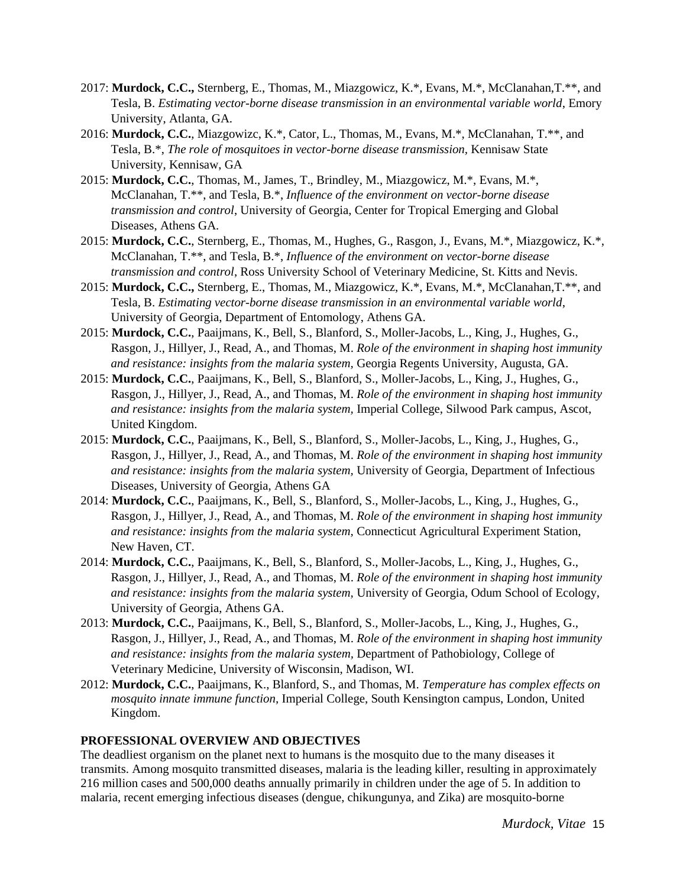2017: **Murdock, C.C.,** Sternberg, E., Thomas, M., Miazgowicz, K.*, Evans, M.*, McClanahan,T.**, and Tesla, B. *Estimating vector-borne disease transmission in an environmental variable world*, Emory University, Atlanta, GA.

2016: **Murdock, C.C.**, Miazgowizc, K.*, Cator, L., Thomas, M., Evans, M.*, McClanahan, T.**, and Tesla, B.*, *The role of mosquitoes in vector-borne disease transmission,* Kennisaw State University, Kennisaw, GA

2015: **Murdock, C.C.**, Thomas, M., James, T., Brindley, M., Miazgowicz, M.*, Evans, M.*, McClanahan, T.**, and Tesla, B.*, *Influence of the environment on vector-borne disease transmission and control*, University of Georgia, Center for Tropical Emerging and Global Diseases, Athens GA.

2015: **Murdock, C.C.**, Sternberg, E., Thomas, M., Hughes, G., Rasgon, J., Evans, M.*, Miazgowicz, K.*, McClanahan, T.**, and Tesla, B.*, *Influence of the environment on vector-borne disease transmission and control*, Ross University School of Veterinary Medicine, St. Kitts and Nevis.

2015: **Murdock, C.C.,** Sternberg, E., Thomas, M., Miazgowicz, K.*, Evans, M.*, McClanahan,T.**, and Tesla, B. *Estimating vector-borne disease transmission in an environmental variable world*, University of Georgia, Department of Entomology, Athens GA.

2015: **Murdock, C.C.**, Paaijmans, K., Bell, S., Blanford, S., Moller-Jacobs, L., King, J., Hughes, G., Rasgon, J., Hillyer, J., Read, A., and Thomas, M. *Role of the environment in shaping host immunity and resistance: insights from the malaria system,* Georgia Regents University, Augusta, GA.

2015: **Murdock, C.C.**, Paaijmans, K., Bell, S., Blanford, S., Moller-Jacobs, L., King, J., Hughes, G., Rasgon, J., Hillyer, J., Read, A., and Thomas, M. *Role of the environment in shaping host immunity and resistance: insights from the malaria system,* Imperial College, Silwood Park campus, Ascot, United Kingdom.

2015: **Murdock, C.C.**, Paaijmans, K., Bell, S., Blanford, S., Moller-Jacobs, L., King, J., Hughes, G., Rasgon, J., Hillyer, J., Read, A., and Thomas, M. *Role of the environment in shaping host immunity and resistance: insights from the malaria system,* University of Georgia, Department of Infectious Diseases, University of Georgia, Athens GA

2014: **Murdock, C.C.**, Paaijmans, K., Bell, S., Blanford, S., Moller-Jacobs, L., King, J., Hughes, G., Rasgon, J., Hillyer, J., Read, A., and Thomas, M. *Role of the environment in shaping host immunity and resistance: insights from the malaria system,* Connecticut Agricultural Experiment Station, New Haven, CT.

2014: **Murdock, C.C.**, Paaijmans, K., Bell, S., Blanford, S., Moller-Jacobs, L., King, J., Hughes, G., Rasgon, J., Hillyer, J., Read, A., and Thomas, M. *Role of the environment in shaping host immunity and resistance: insights from the malaria system,* University of Georgia, Odum School of Ecology, University of Georgia, Athens GA.

2013: **Murdock, C.C.**, Paaijmans, K., Bell, S., Blanford, S., Moller-Jacobs, L., King, J., Hughes, G., Rasgon, J., Hillyer, J., Read, A., and Thomas, M. *Role of the environment in shaping host immunity and resistance: insights from the malaria system,* Department of Pathobiology, College of Veterinary Medicine, University of Wisconsin, Madison, WI.

2012: **Murdock, C.C.**, Paaijmans, K., Blanford, S., and Thomas, M. *Temperature has complex effects on mosquito innate immune function,* Imperial College, South Kensington campus, London, United Kingdom.

## PROFESSIONAL OVERVIEW AND OBJECTIVES

The deadliest organism on the planet next to humans is the mosquito due to the many diseases it transmits. Among mosquito transmitted diseases, malaria is the leading killer, resulting in approximately 216 million cases and 500,000 deaths annually primarily in children under the age of 5. In addition to malaria, recent emerging infectious diseases (dengue, chikungunya, and Zika) are mosquito-borne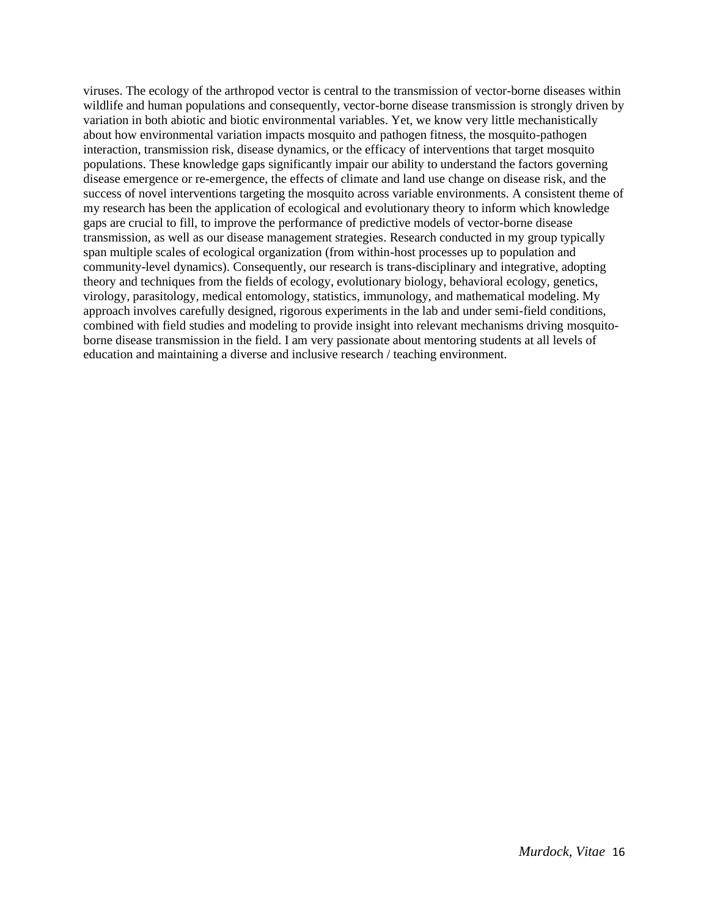viruses. The ecology of the arthropod vector is central to the transmission of vector-borne diseases within wildlife and human populations and consequently, vector-borne disease transmission is strongly driven by variation in both abiotic and biotic environmental variables. Yet, we know very little mechanistically about how environmental variation impacts mosquito and pathogen fitness, the mosquito-pathogen interaction, transmission risk, disease dynamics, or the efficacy of interventions that target mosquito populations. These knowledge gaps significantly impair our ability to understand the factors governing disease emergence or re-emergence, the effects of climate and land use change on disease risk, and the success of novel interventions targeting the mosquito across variable environments. A consistent theme of my research has been the application of ecological and evolutionary theory to inform which knowledge gaps are crucial to fill, to improve the performance of predictive models of vector-borne disease transmission, as well as our disease management strategies. Research conducted in my group typically span multiple scales of ecological organization (from within-host processes up to population and community-level dynamics). Consequently, our research is trans-disciplinary and integrative, adopting theory and techniques from the fields of ecology, evolutionary biology, behavioral ecology, genetics, virology, parasitology, medical entomology, statistics, immunology, and mathematical modeling. My approach involves carefully designed, rigorous experiments in the lab and under semi-field conditions, combined with field studies and modeling to provide insight into relevant mechanisms driving mosquito-borne disease transmission in the field. I am very passionate about mentoring students at all levels of education and maintaining a diverse and inclusive research / teaching environment.